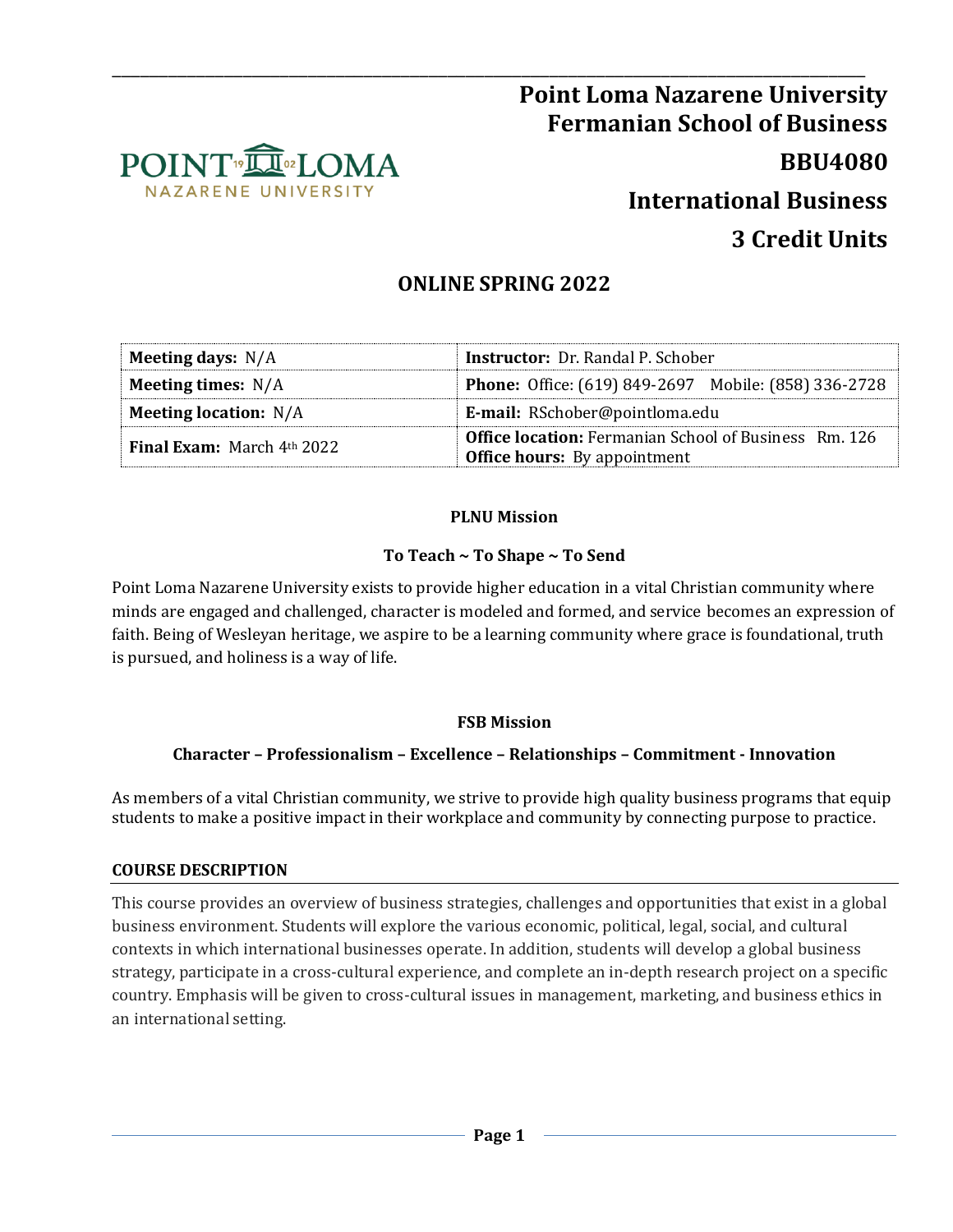# Point Loma Nazarene University
# Fermanian School of Business

## BBU4080

## International Business

## 3 Credit Units

## ONLINE SPRING 2022

| **Meeting days:** N/A | **Instructor:** Dr. Randal P. Schober |
|---|---|
| **Meeting times:** N/A | **Phone:** Office: (619) 849-2697   Mobile: (858) 336-2728 |
| **Meeting location:** N/A | **E-mail:** RSchober@pointloma.edu |
| **Final Exam:** March 4th 2022 | **Office location:** Fermanian School of Business  Rm. 126<br>**Office hours:** By appointment |

### PLNU Mission

**To Teach ~ To Shape ~ To Send**

Point Loma Nazarene University exists to provide higher education in a vital Christian community where minds are engaged and challenged, character is modeled and formed, and service becomes an expression of faith. Being of Wesleyan heritage, we aspire to be a learning community where grace is foundational, truth is pursued, and holiness is a way of life.

### FSB Mission

**Character – Professionalism – Excellence – Relationships – Commitment - Innovation**

As members of a vital Christian community, we strive to provide high quality business programs that equip students to make a positive impact in their workplace and community by connecting purpose to practice.

### COURSE DESCRIPTION

This course provides an overview of business strategies, challenges and opportunities that exist in a global business environment. Students will explore the various economic, political, legal, social, and cultural contexts in which international businesses operate. In addition, students will develop a global business strategy, participate in a cross-cultural experience, and complete an in-depth research project on a specific country. Emphasis will be given to cross-cultural issues in management, marketing, and business ethics in an international setting.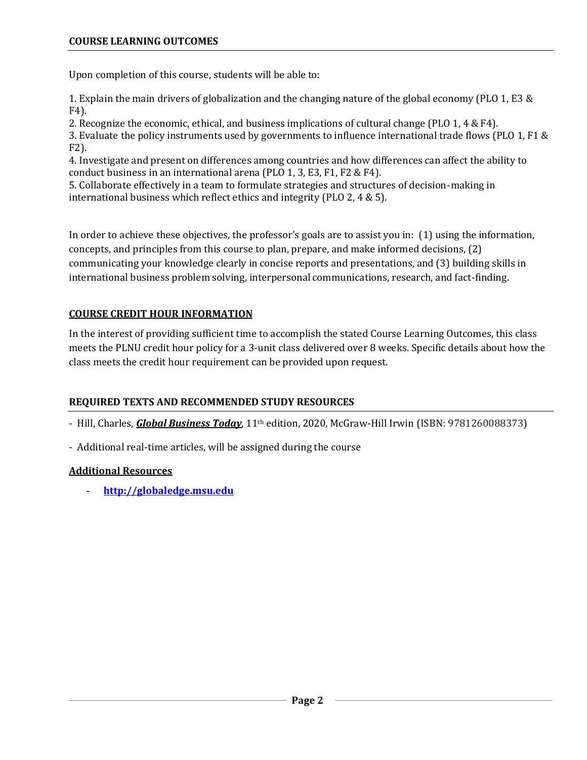## COURSE LEARNING OUTCOMES

Upon completion of this course, students will be able to:

1. Explain the main drivers of globalization and the changing nature of the global economy (PLO 1, E3 & F4).
2. Recognize the economic, ethical, and business implications of cultural change (PLO 1, 4 & F4).
3. Evaluate the policy instruments used by governments to influence international trade flows (PLO 1, F1 & F2).
4. Investigate and present on differences among countries and how differences can affect the ability to conduct business in an international arena (PLO 1, 3, E3, F1, F2 & F4).
5. Collaborate effectively in a team to formulate strategies and structures of decision-making in international business which reflect ethics and integrity (PLO 2, 4 & 5).

In order to achieve these objectives, the professor's goals are to assist you in: (1) using the information, concepts, and principles from this course to plan, prepare, and make informed decisions, (2) communicating your knowledge clearly in concise reports and presentations, and (3) building skills in international business problem solving, interpersonal communications, research, and fact-finding.

## COURSE CREDIT HOUR INFORMATION

In the interest of providing sufficient time to accomplish the stated Course Learning Outcomes, this class meets the PLNU credit hour policy for a 3-unit class delivered over 8 weeks. Specific details about how the class meets the credit hour requirement can be provided upon request.

## REQUIRED TEXTS AND RECOMMENDED STUDY RESOURCES

- Hill, Charles, ***Global Business Today***, 11th edition, 2020, McGraw-Hill Irwin (ISBN: 9781260088373)
- Additional real-time articles, will be assigned during the course

### Additional Resources

- **[http://globaledge.msu.edu](http://globaledge.msu.edu)**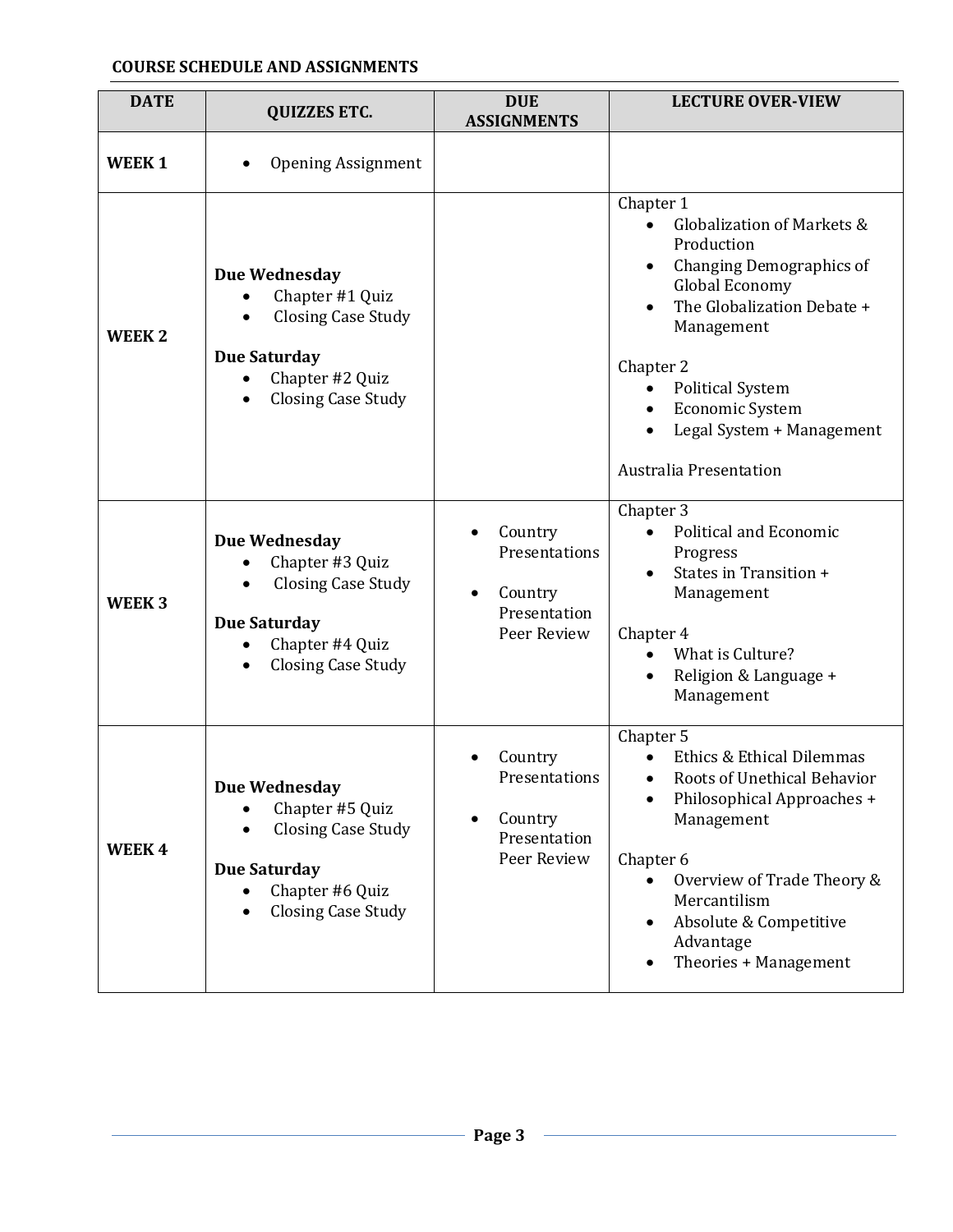## COURSE SCHEDULE AND ASSIGNMENTS

| DATE | QUIZZES ETC. | DUE ASSIGNMENTS | LECTURE OVER-VIEW |
|---|---|---|---|
| **WEEK 1** | • Opening Assignment | | |
| **WEEK 2** | **Due Wednesday**<br>• Chapter #1 Quiz<br>• Closing Case Study<br><br>**Due Saturday**<br>• Chapter #2 Quiz<br>• Closing Case Study | | Chapter 1<br>• Globalization of Markets & Production<br>• Changing Demographics of Global Economy<br>• The Globalization Debate + Management<br><br>Chapter 2<br>• Political System<br>• Economic System<br>• Legal System + Management<br><br>Australia Presentation |
| **WEEK 3** | **Due Wednesday**<br>• Chapter #3 Quiz<br>• Closing Case Study<br><br>**Due Saturday**<br>• Chapter #4 Quiz<br>• Closing Case Study | • Country Presentations<br><br>• Country Presentation Peer Review | Chapter 3<br>• Political and Economic Progress<br>• States in Transition + Management<br><br>Chapter 4<br>• What is Culture?<br>• Religion & Language + Management |
| **WEEK 4** | **Due Wednesday**<br>• Chapter #5 Quiz<br>• Closing Case Study<br><br>**Due Saturday**<br>• Chapter #6 Quiz<br>• Closing Case Study | • Country Presentations<br><br>• Country Presentation Peer Review | Chapter 5<br>• Ethics & Ethical Dilemmas<br>• Roots of Unethical Behavior<br>• Philosophical Approaches + Management<br><br>Chapter 6<br>• Overview of Trade Theory & Mercantilism<br>• Absolute & Competitive Advantage<br>• Theories + Management |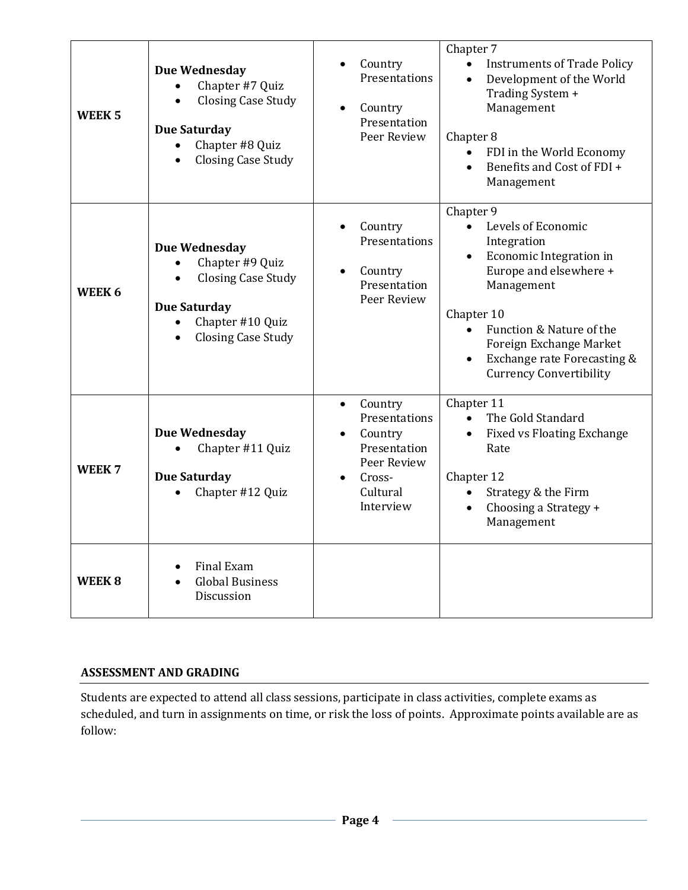| | | | |
|---|---|---|---|
| **WEEK 5** | **Due Wednesday**<br>• Chapter #7 Quiz<br>• Closing Case Study<br><br>**Due Saturday**<br>• Chapter #8 Quiz<br>• Closing Case Study | • Country Presentations<br><br>• Country Presentation Peer Review | Chapter 7<br>• Instruments of Trade Policy<br>• Development of the World Trading System + Management<br><br>Chapter 8<br>• FDI in the World Economy<br>• Benefits and Cost of FDI + Management |
| **WEEK 6** | **Due Wednesday**<br>• Chapter #9 Quiz<br>• Closing Case Study<br><br>**Due Saturday**<br>• Chapter #10 Quiz<br>• Closing Case Study | • Country Presentations<br><br>• Country Presentation Peer Review | Chapter 9<br>• Levels of Economic Integration<br>• Economic Integration in Europe and elsewhere + Management<br><br>Chapter 10<br>• Function & Nature of the Foreign Exchange Market<br>• Exchange rate Forecasting & Currency Convertibility |
| **WEEK 7** | **Due Wednesday**<br>• Chapter #11 Quiz<br><br>**Due Saturday**<br>• Chapter #12 Quiz | • Country Presentations<br>• Country Presentation Peer Review<br>• Cross-Cultural Interview | Chapter 11<br>• The Gold Standard<br>• Fixed vs Floating Exchange Rate<br><br>Chapter 12<br>• Strategy & the Firm<br>• Choosing a Strategy + Management |
| **WEEK 8** | • Final Exam<br>• Global Business Discussion | | |

## ASSESSMENT AND GRADING

Students are expected to attend all class sessions, participate in class activities, complete exams as scheduled, and turn in assignments on time, or risk the loss of points. Approximate points available are as follow: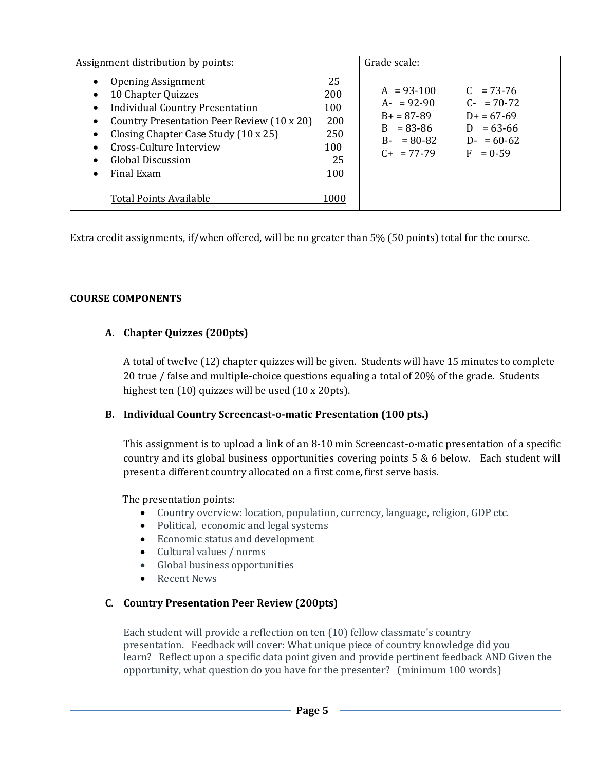| Assignment distribution by points: | | Grade scale: | |
|---|---|---|---|
| Opening Assignment | 25 | A = 93-100 | C = 73-76 |
| 10 Chapter Quizzes | 200 | A- = 92-90 | C- = 70-72 |
| Individual Country Presentation | 100 | B+ = 87-89 | D+ = 67-69 |
| Country Presentation Peer Review (10 x 20) | 200 | B = 83-86 | D = 63-66 |
| Closing Chapter Case Study (10 x 25) | 250 | B- = 80-82 | D- = 60-62 |
| Cross-Culture Interview | 100 | C+ = 77-79 | F = 0-59 |
| Global Discussion | 25 | | |
| Final Exam | 100 | | |
| Total Points Available | 1000 | | |

Extra credit assignments, if/when offered, will be no greater than 5% (50 points) total for the course.

## COURSE COMPONENTS

### A. Chapter Quizzes (200pts)

A total of twelve (12) chapter quizzes will be given. Students will have 15 minutes to complete 20 true / false and multiple-choice questions equaling a total of 20% of the grade. Students highest ten (10) quizzes will be used (10 x 20pts).

### B. Individual Country Screencast-o-matic Presentation (100 pts.)

This assignment is to upload a link of an 8-10 min Screencast-o-matic presentation of a specific country and its global business opportunities covering points 5 & 6 below. Each student will present a different country allocated on a first come, first serve basis.

The presentation points:

- Country overview: location, population, currency, language, religion, GDP etc.
- Political, economic and legal systems
- Economic status and development
- Cultural values / norms
- Global business opportunities
- Recent News

### C. Country Presentation Peer Review (200pts)

Each student will provide a reflection on ten (10) fellow classmate's country presentation. Feedback will cover: What unique piece of country knowledge did you learn? Reflect upon a specific data point given and provide pertinent feedback AND Given the opportunity, what question do you have for the presenter? (minimum 100 words)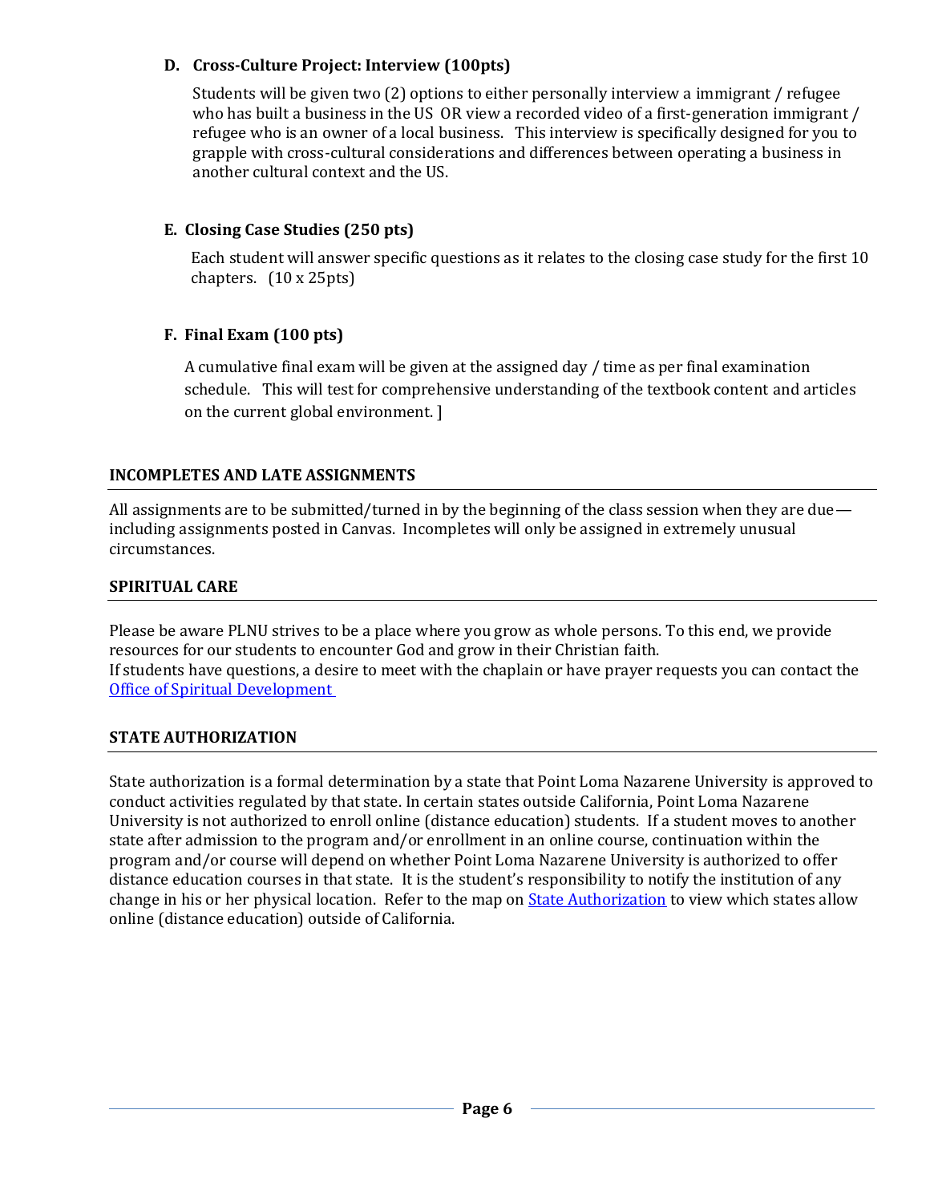**D. Cross-Culture Project: Interview (100pts)**

Students will be given two (2) options to either personally interview a immigrant / refugee who has built a business in the US OR view a recorded video of a first-generation immigrant / refugee who is an owner of a local business. This interview is specifically designed for you to grapple with cross-cultural considerations and differences between operating a business in another cultural context and the US.

**E. Closing Case Studies (250 pts)**

Each student will answer specific questions as it relates to the closing case study for the first 10 chapters. (10 x 25pts)

**F. Final Exam (100 pts)**

A cumulative final exam will be given at the assigned day / time as per final examination schedule. This will test for comprehensive understanding of the textbook content and articles on the current global environment. ]

## INCOMPLETES AND LATE ASSIGNMENTS

All assignments are to be submitted/turned in by the beginning of the class session when they are due—including assignments posted in Canvas. Incompletes will only be assigned in extremely unusual circumstances.

## SPIRITUAL CARE

Please be aware PLNU strives to be a place where you grow as whole persons. To this end, we provide resources for our students to encounter God and grow in their Christian faith.
If students have questions, a desire to meet with the chaplain or have prayer requests you can contact the Office of Spiritual Development

## STATE AUTHORIZATION

State authorization is a formal determination by a state that Point Loma Nazarene University is approved to conduct activities regulated by that state. In certain states outside California, Point Loma Nazarene University is not authorized to enroll online (distance education) students. If a student moves to another state after admission to the program and/or enrollment in an online course, continuation within the program and/or course will depend on whether Point Loma Nazarene University is authorized to offer distance education courses in that state. It is the student's responsibility to notify the institution of any change in his or her physical location. Refer to the map on State Authorization to view which states allow online (distance education) outside of California.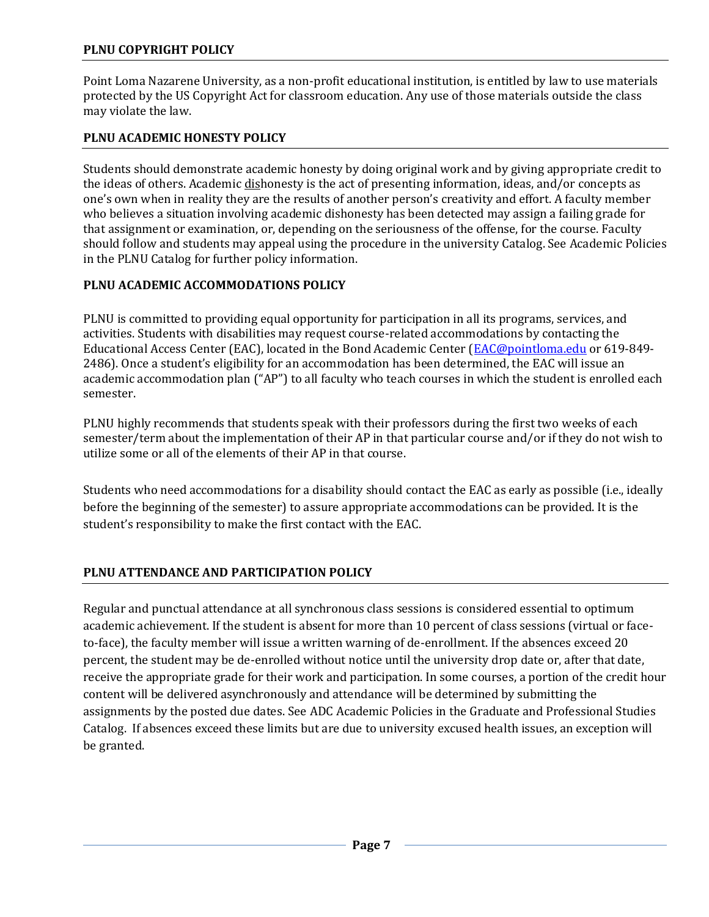## PLNU COPYRIGHT POLICY

Point Loma Nazarene University, as a non-profit educational institution, is entitled by law to use materials protected by the US Copyright Act for classroom education. Any use of those materials outside the class may violate the law.

## PLNU ACADEMIC HONESTY POLICY

Students should demonstrate academic honesty by doing original work and by giving appropriate credit to the ideas of others. Academic <u>dis</u>honesty is the act of presenting information, ideas, and/or concepts as one's own when in reality they are the results of another person's creativity and effort. A faculty member who believes a situation involving academic dishonesty has been detected may assign a failing grade for that assignment or examination, or, depending on the seriousness of the offense, for the course. Faculty should follow and students may appeal using the procedure in the university Catalog. See Academic Policies in the PLNU Catalog for further policy information.

## PLNU ACADEMIC ACCOMMODATIONS POLICY

PLNU is committed to providing equal opportunity for participation in all its programs, services, and activities. Students with disabilities may request course-related accommodations by contacting the Educational Access Center (EAC), located in the Bond Academic Center (EAC@pointloma.edu or 619-849-2486). Once a student's eligibility for an accommodation has been determined, the EAC will issue an academic accommodation plan ("AP") to all faculty who teach courses in which the student is enrolled each semester.

PLNU highly recommends that students speak with their professors during the first two weeks of each semester/term about the implementation of their AP in that particular course and/or if they do not wish to utilize some or all of the elements of their AP in that course.

Students who need accommodations for a disability should contact the EAC as early as possible (i.e., ideally before the beginning of the semester) to assure appropriate accommodations can be provided. It is the student's responsibility to make the first contact with the EAC.

## PLNU ATTENDANCE AND PARTICIPATION POLICY

Regular and punctual attendance at all synchronous class sessions is considered essential to optimum academic achievement. If the student is absent for more than 10 percent of class sessions (virtual or face-to-face), the faculty member will issue a written warning of de-enrollment. If the absences exceed 20 percent, the student may be de-enrolled without notice until the university drop date or, after that date, receive the appropriate grade for their work and participation. In some courses, a portion of the credit hour content will be delivered asynchronously and attendance will be determined by submitting the assignments by the posted due dates. See ADC Academic Policies in the Graduate and Professional Studies Catalog. If absences exceed these limits but are due to university excused health issues, an exception will be granted.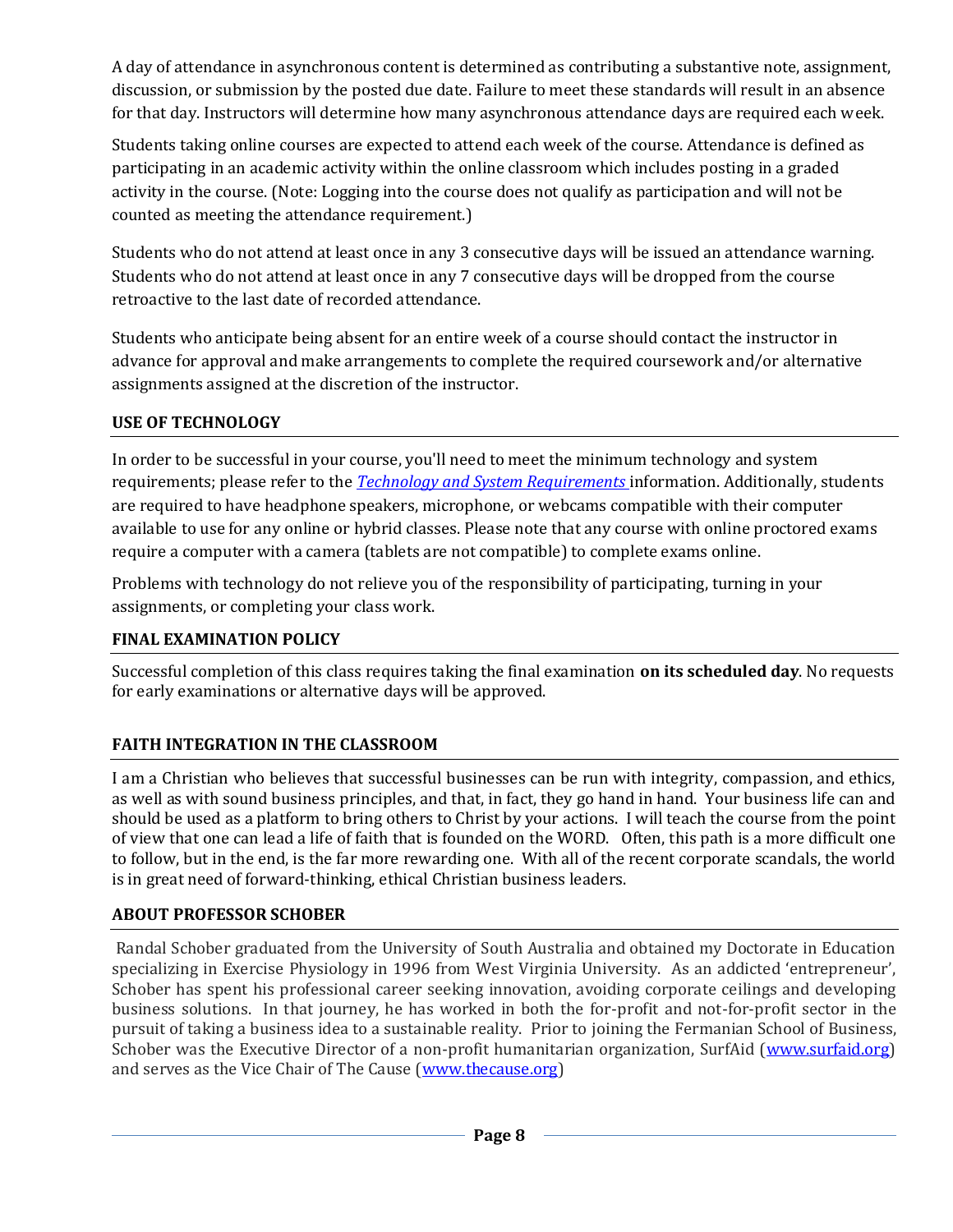A day of attendance in asynchronous content is determined as contributing a substantive note, assignment, discussion, or submission by the posted due date. Failure to meet these standards will result in an absence for that day. Instructors will determine how many asynchronous attendance days are required each week.

Students taking online courses are expected to attend each week of the course. Attendance is defined as participating in an academic activity within the online classroom which includes posting in a graded activity in the course. (Note: Logging into the course does not qualify as participation and will not be counted as meeting the attendance requirement.)

Students who do not attend at least once in any 3 consecutive days will be issued an attendance warning. Students who do not attend at least once in any 7 consecutive days will be dropped from the course retroactive to the last date of recorded attendance.

Students who anticipate being absent for an entire week of a course should contact the instructor in advance for approval and make arrangements to complete the required coursework and/or alternative assignments assigned at the discretion of the instructor.

## USE OF TECHNOLOGY

In order to be successful in your course, you'll need to meet the minimum technology and system requirements; please refer to the *[Technology and System Requirements](#)* information. Additionally, students are required to have headphone speakers, microphone, or webcams compatible with their computer available to use for any online or hybrid classes. Please note that any course with online proctored exams require a computer with a camera (tablets are not compatible) to complete exams online.

Problems with technology do not relieve you of the responsibility of participating, turning in your assignments, or completing your class work.

## FINAL EXAMINATION POLICY

Successful completion of this class requires taking the final examination **on its scheduled day**. No requests for early examinations or alternative days will be approved.

## FAITH INTEGRATION IN THE CLASSROOM

I am a Christian who believes that successful businesses can be run with integrity, compassion, and ethics, as well as with sound business principles, and that, in fact, they go hand in hand. Your business life can and should be used as a platform to bring others to Christ by your actions. I will teach the course from the point of view that one can lead a life of faith that is founded on the WORD. Often, this path is a more difficult one to follow, but in the end, is the far more rewarding one. With all of the recent corporate scandals, the world is in great need of forward-thinking, ethical Christian business leaders.

## ABOUT PROFESSOR SCHOBER

Randal Schober graduated from the University of South Australia and obtained my Doctorate in Education specializing in Exercise Physiology in 1996 from West Virginia University. As an addicted 'entrepreneur', Schober has spent his professional career seeking innovation, avoiding corporate ceilings and developing business solutions. In that journey, he has worked in both the for-profit and not-for-profit sector in the pursuit of taking a business idea to a sustainable reality. Prior to joining the Fermanian School of Business, Schober was the Executive Director of a non-profit humanitarian organization, SurfAid ([www.surfaid.org](http://www.surfaid.org)) and serves as the Vice Chair of The Cause ([www.thecause.org](http://www.thecause.org))